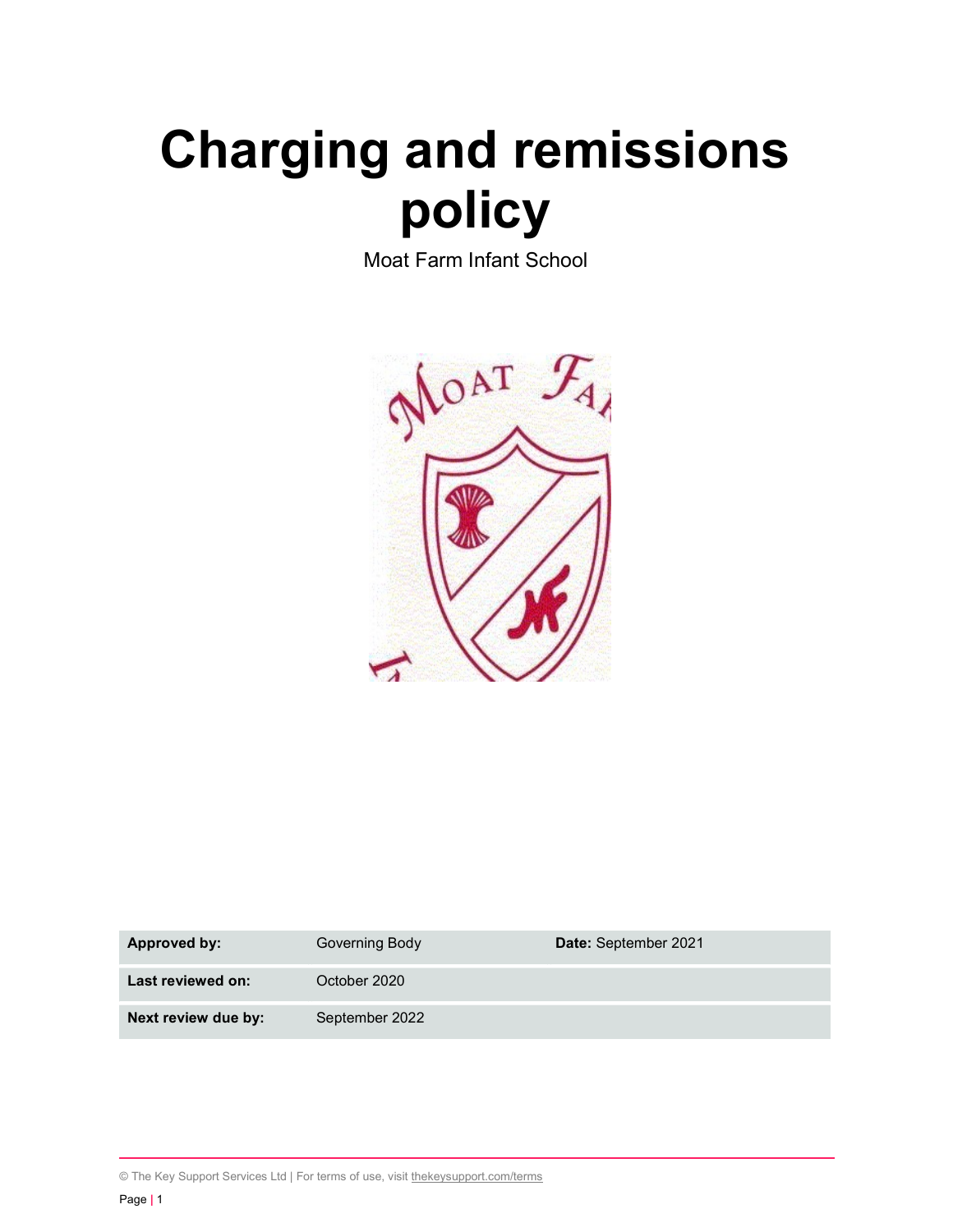# Charging and remissions policy

Moat Farm Infant School

| **Approved by:** | Governing Body | **Date:** September 2021 |
| --- | --- | --- |
| **Last reviewed on:** | October 2020 | |
| **Next review due by:** | September 2022 | |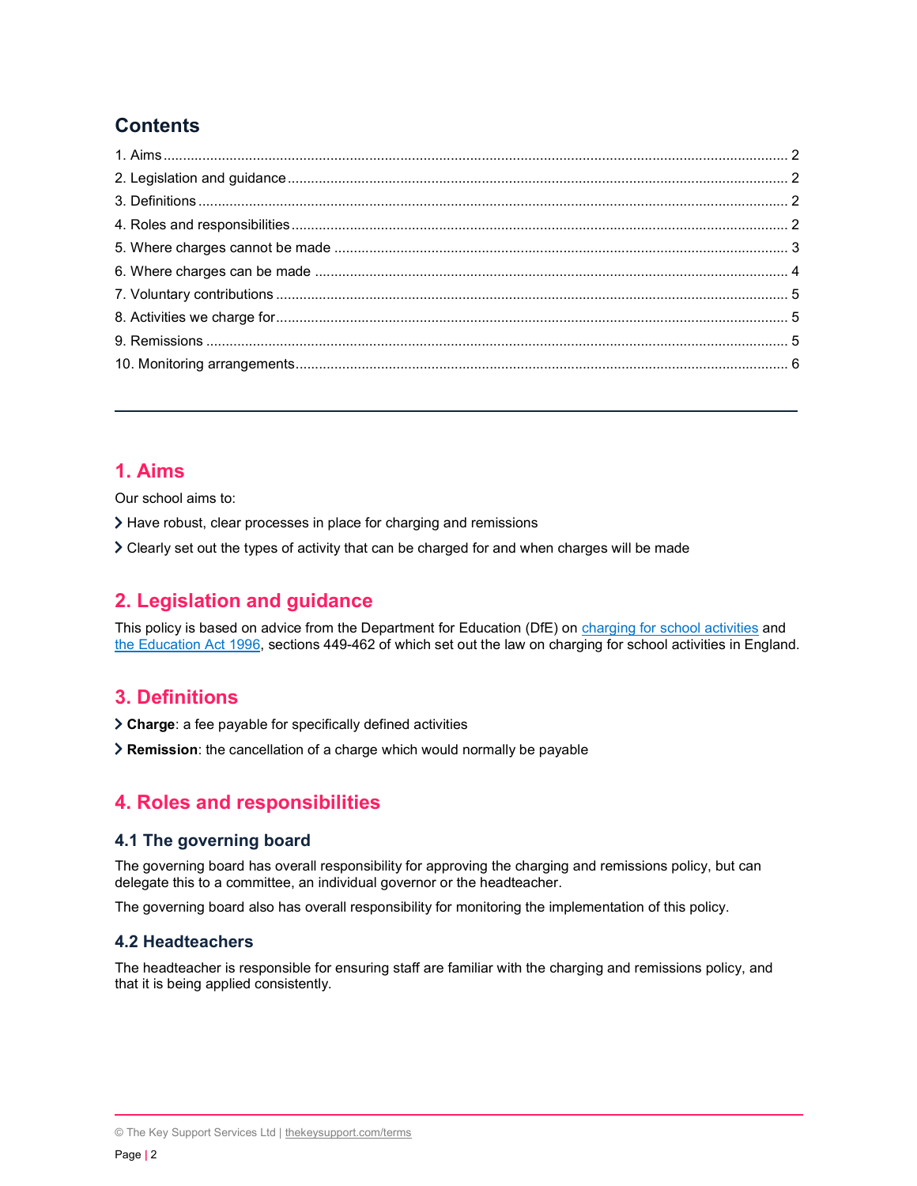## Contents

1. Aims ........ 2
2. Legislation and guidance ........ 2
3. Definitions ........ 2
4. Roles and responsibilities ........ 2
5. Where charges cannot be made ........ 3
6. Where charges can be made ........ 4
7. Voluntary contributions ........ 5
8. Activities we charge for ........ 5
9. Remissions ........ 5
10. Monitoring arrangements ........ 6

---

## 1. Aims

Our school aims to:

- Have robust, clear processes in place for charging and remissions
- Clearly set out the types of activity that can be charged for and when charges will be made

## 2. Legislation and guidance

This policy is based on advice from the Department for Education (DfE) on [charging for school activities](https://www.gov.uk/government/publications/charging-for-school-activities) and [the Education Act 1996](http://www.legislation.gov.uk/ukpga/1996/56/part/VI/chapter/III), sections 449-462 of which set out the law on charging for school activities in England.

## 3. Definitions

- **Charge**: a fee payable for specifically defined activities
- **Remission**: the cancellation of a charge which would normally be payable

## 4. Roles and responsibilities

### 4.1 The governing board

The governing board has overall responsibility for approving the charging and remissions policy, but can delegate this to a committee, an individual governor or the headteacher.

The governing board also has overall responsibility for monitoring the implementation of this policy.

### 4.2 Headteachers

The headteacher is responsible for ensuring staff are familiar with the charging and remissions policy, and that it is being applied consistently.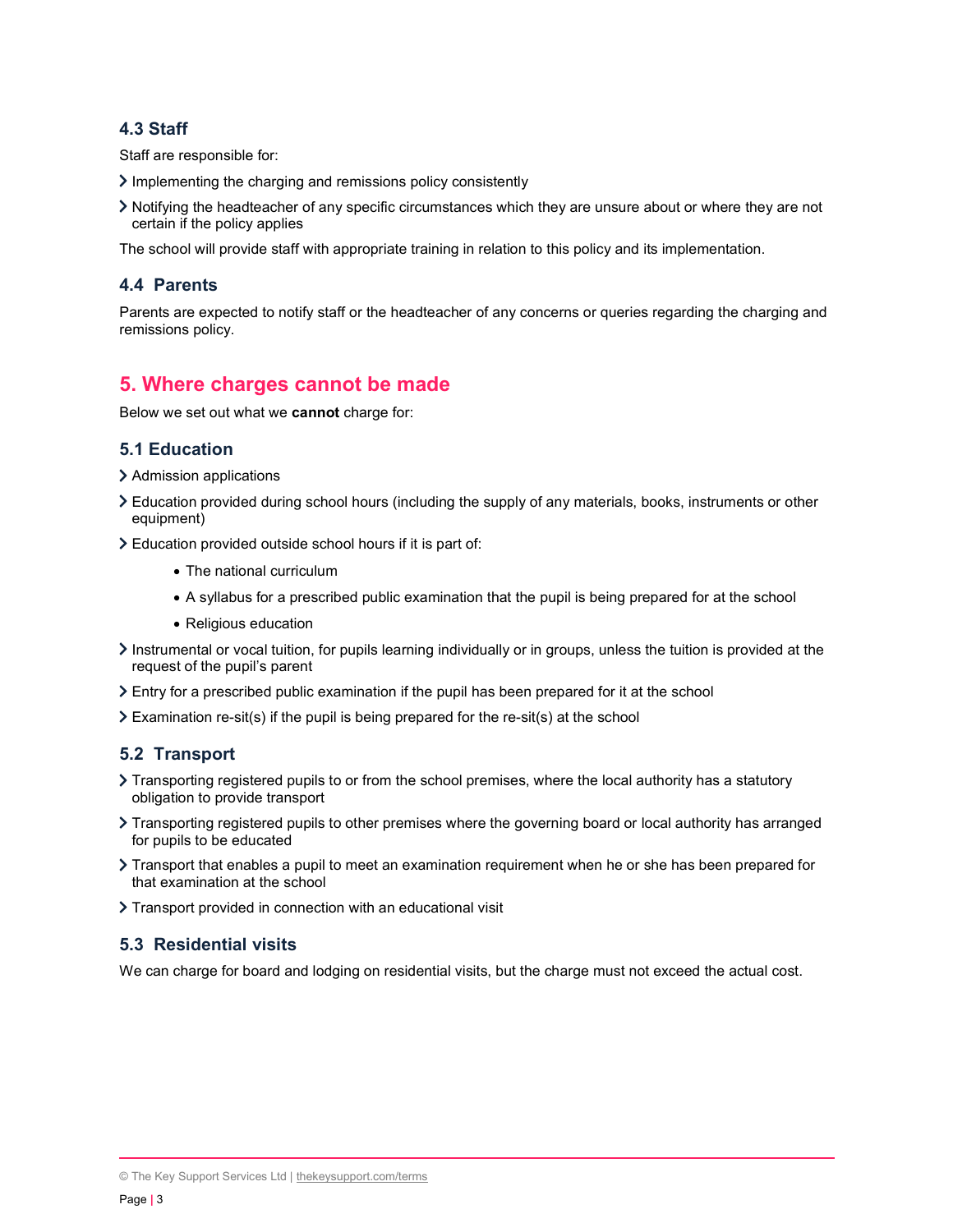### 4.3 Staff

Staff are responsible for:

- Implementing the charging and remissions policy consistently
- Notifying the headteacher of any specific circumstances which they are unsure about or where they are not certain if the policy applies

The school will provide staff with appropriate training in relation to this policy and its implementation.

### 4.4 Parents

Parents are expected to notify staff or the headteacher of any concerns or queries regarding the charging and remissions policy.

## 5. Where charges cannot be made

Below we set out what we **cannot** charge for:

### 5.1 Education

- Admission applications
- Education provided during school hours (including the supply of any materials, books, instruments or other equipment)
- Education provided outside school hours if it is part of:
    - The national curriculum
    - A syllabus for a prescribed public examination that the pupil is being prepared for at the school
    - Religious education
- Instrumental or vocal tuition, for pupils learning individually or in groups, unless the tuition is provided at the request of the pupil's parent
- Entry for a prescribed public examination if the pupil has been prepared for it at the school
- Examination re-sit(s) if the pupil is being prepared for the re-sit(s) at the school

### 5.2 Transport

- Transporting registered pupils to or from the school premises, where the local authority has a statutory obligation to provide transport
- Transporting registered pupils to other premises where the governing board or local authority has arranged for pupils to be educated
- Transport that enables a pupil to meet an examination requirement when he or she has been prepared for that examination at the school
- Transport provided in connection with an educational visit

### 5.3 Residential visits

We can charge for board and lodging on residential visits, but the charge must not exceed the actual cost.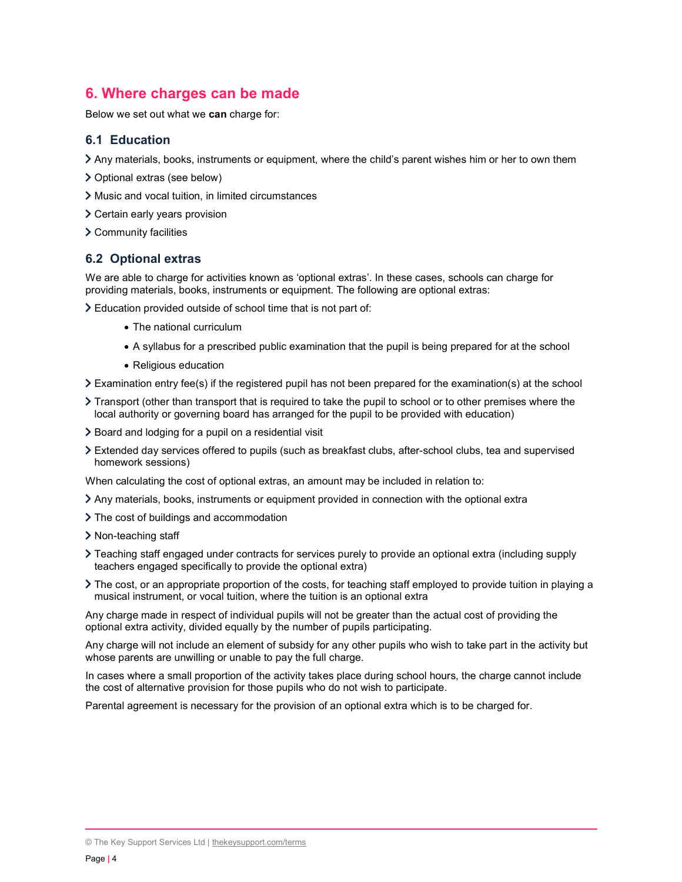## 6. Where charges can be made

Below we set out what we **can** charge for:

### 6.1 Education

- Any materials, books, instruments or equipment, where the child's parent wishes him or her to own them
- Optional extras (see below)
- Music and vocal tuition, in limited circumstances
- Certain early years provision
- Community facilities

### 6.2 Optional extras

We are able to charge for activities known as 'optional extras'. In these cases, schools can charge for providing materials, books, instruments or equipment. The following are optional extras:

- Education provided outside of school time that is not part of:
  - The national curriculum
  - A syllabus for a prescribed public examination that the pupil is being prepared for at the school
  - Religious education
- Examination entry fee(s) if the registered pupil has not been prepared for the examination(s) at the school
- Transport (other than transport that is required to take the pupil to school or to other premises where the local authority or governing board has arranged for the pupil to be provided with education)
- Board and lodging for a pupil on a residential visit
- Extended day services offered to pupils (such as breakfast clubs, after-school clubs, tea and supervised homework sessions)

When calculating the cost of optional extras, an amount may be included in relation to:

- Any materials, books, instruments or equipment provided in connection with the optional extra
- The cost of buildings and accommodation
- Non-teaching staff
- Teaching staff engaged under contracts for services purely to provide an optional extra (including supply teachers engaged specifically to provide the optional extra)
- The cost, or an appropriate proportion of the costs, for teaching staff employed to provide tuition in playing a musical instrument, or vocal tuition, where the tuition is an optional extra

Any charge made in respect of individual pupils will not be greater than the actual cost of providing the optional extra activity, divided equally by the number of pupils participating.

Any charge will not include an element of subsidy for any other pupils who wish to take part in the activity but whose parents are unwilling or unable to pay the full charge.

In cases where a small proportion of the activity takes place during school hours, the charge cannot include the cost of alternative provision for those pupils who do not wish to participate.

Parental agreement is necessary for the provision of an optional extra which is to be charged for.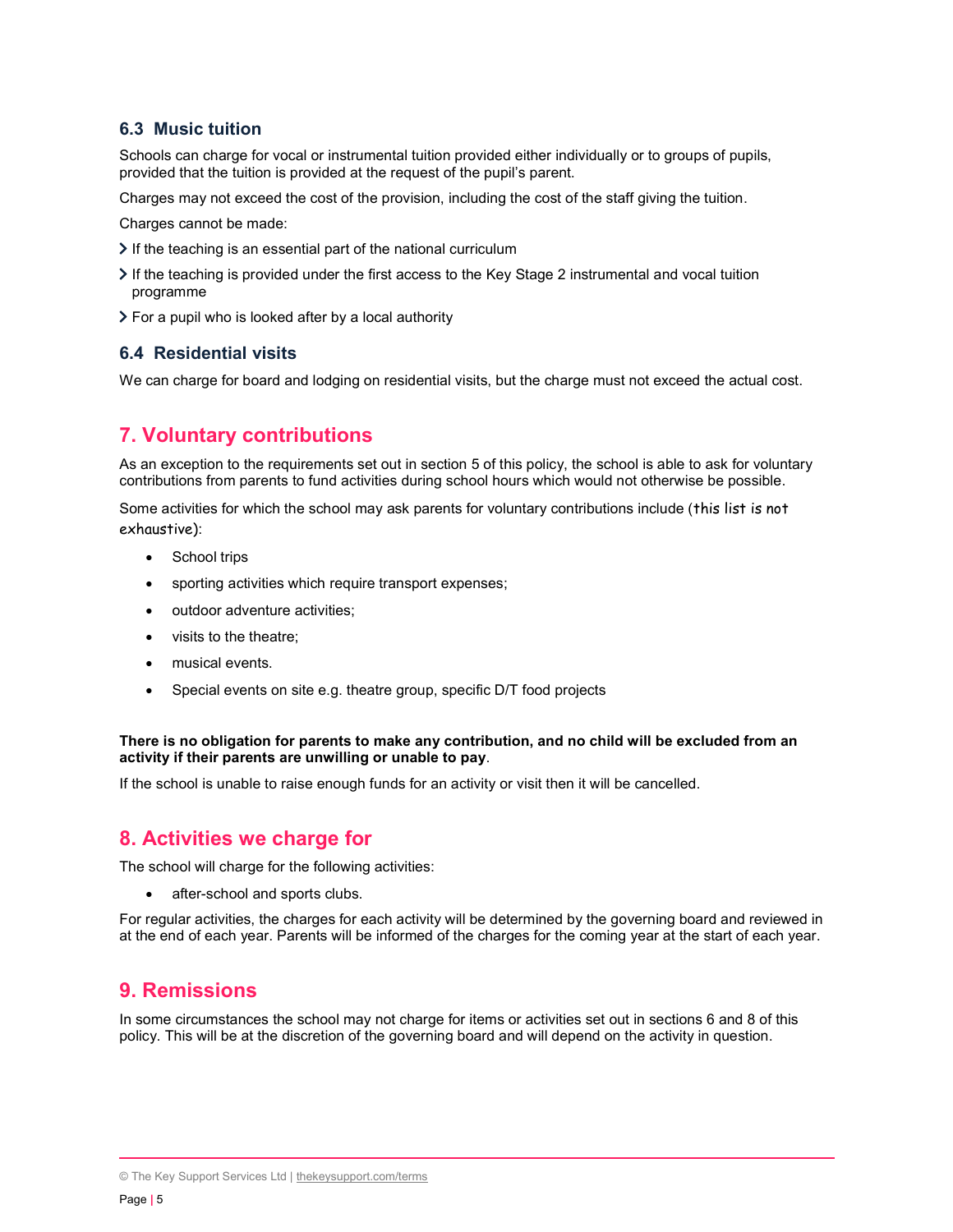### 6.3 Music tuition

Schools can charge for vocal or instrumental tuition provided either individually or to groups of pupils, provided that the tuition is provided at the request of the pupil's parent.

Charges may not exceed the cost of the provision, including the cost of the staff giving the tuition.

Charges cannot be made:

- If the teaching is an essential part of the national curriculum
- If the teaching is provided under the first access to the Key Stage 2 instrumental and vocal tuition programme
- For a pupil who is looked after by a local authority

### 6.4 Residential visits

We can charge for board and lodging on residential visits, but the charge must not exceed the actual cost.

## 7. Voluntary contributions

As an exception to the requirements set out in section 5 of this policy, the school is able to ask for voluntary contributions from parents to fund activities during school hours which would not otherwise be possible.

Some activities for which the school may ask parents for voluntary contributions include (this list is not exhaustive):

- School trips
- sporting activities which require transport expenses;
- outdoor adventure activities;
- visits to the theatre;
- musical events.
- Special events on site e.g. theatre group, specific D/T food projects

**There is no obligation for parents to make any contribution, and no child will be excluded from an activity if their parents are unwilling or unable to pay**.

If the school is unable to raise enough funds for an activity or visit then it will be cancelled.

## 8. Activities we charge for

The school will charge for the following activities:

- after-school and sports clubs.

For regular activities, the charges for each activity will be determined by the governing board and reviewed in at the end of each year. Parents will be informed of the charges for the coming year at the start of each year.

## 9. Remissions

In some circumstances the school may not charge for items or activities set out in sections 6 and 8 of this policy. This will be at the discretion of the governing board and will depend on the activity in question.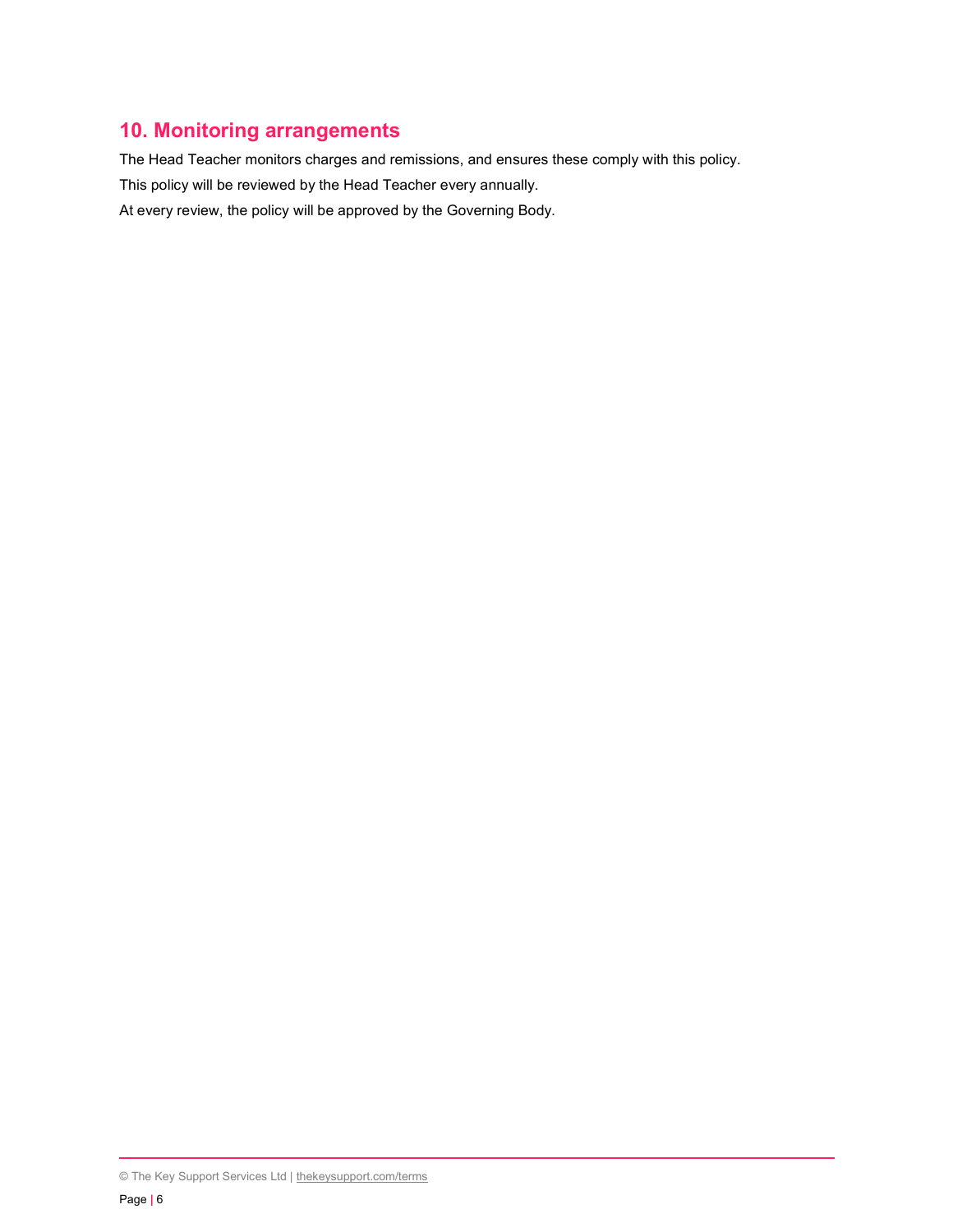## 10. Monitoring arrangements

The Head Teacher monitors charges and remissions, and ensures these comply with this policy.

This policy will be reviewed by the Head Teacher every annually.

At every review, the policy will be approved by the Governing Body.